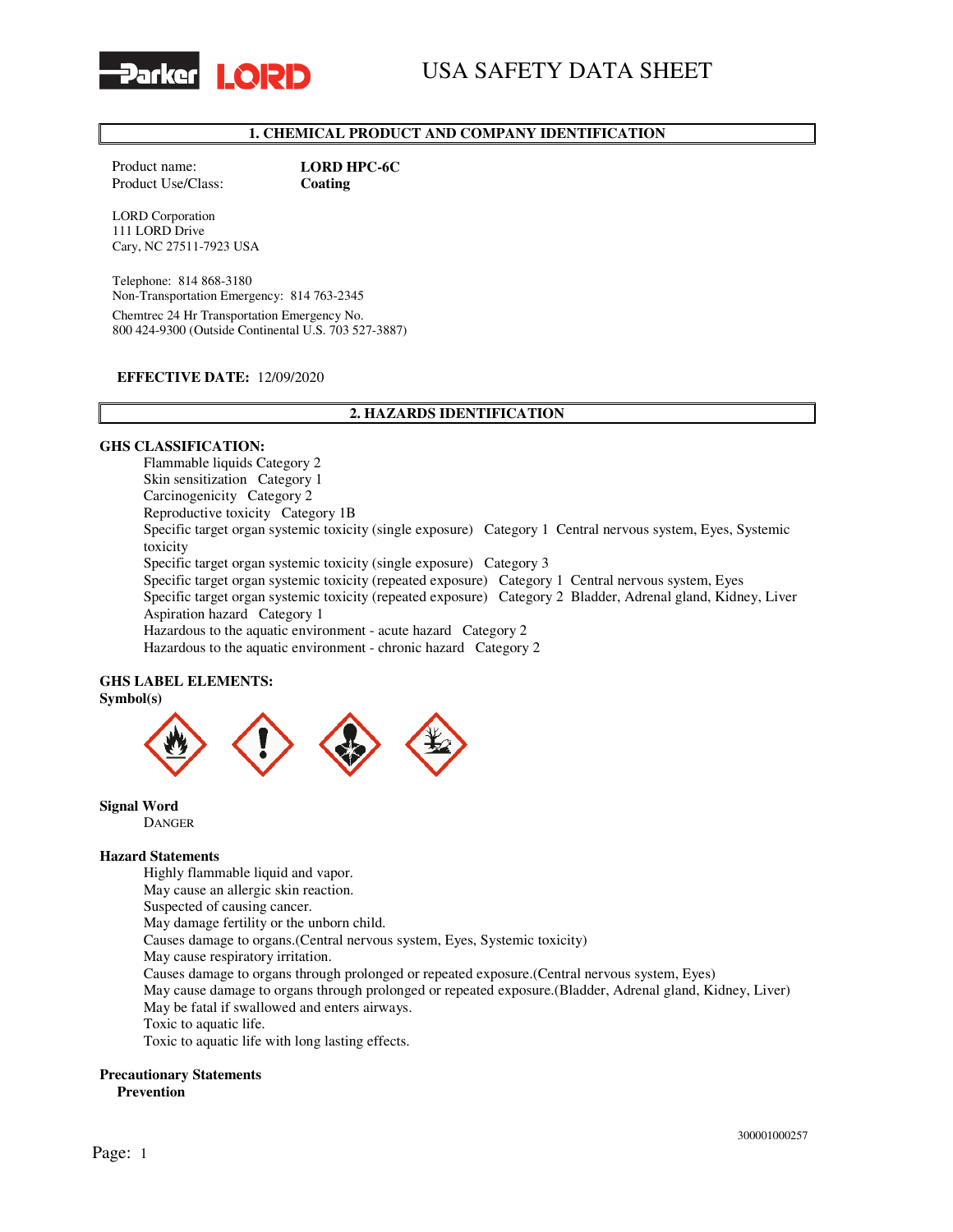# USA SAFETY DATA SHEET

## 1. CHEMICAL PRODUCT AND COMPANY IDENTIFICATION

Product name: **LORD HPC-6C**
Product Use/Class: **Coating**

LORD Corporation
111 LORD Drive
Cary, NC 27511-7923 USA

Telephone: 814 868-3180
Non-Transportation Emergency: 814 763-2345

Chemtrec 24 Hr Transportation Emergency No.
800 424-9300 (Outside Continental U.S. 703 527-3887)

**EFFECTIVE DATE:** 12/09/2020

## 2. HAZARDS IDENTIFICATION

**GHS CLASSIFICATION:**

Flammable liquids Category 2
Skin sensitization Category 1
Carcinogenicity Category 2
Reproductive toxicity Category 1B
Specific target organ systemic toxicity (single exposure) Category 1 Central nervous system, Eyes, Systemic toxicity
Specific target organ systemic toxicity (single exposure) Category 3
Specific target organ systemic toxicity (repeated exposure) Category 1 Central nervous system, Eyes
Specific target organ systemic toxicity (repeated exposure) Category 2 Bladder, Adrenal gland, Kidney, Liver
Aspiration hazard Category 1
Hazardous to the aquatic environment - acute hazard Category 2
Hazardous to the aquatic environment - chronic hazard Category 2

**GHS LABEL ELEMENTS:**

**Symbol(s)**

**Signal Word**

DANGER

**Hazard Statements**

Highly flammable liquid and vapor.
May cause an allergic skin reaction.
Suspected of causing cancer.
May damage fertility or the unborn child.
Causes damage to organs.(Central nervous system, Eyes, Systemic toxicity)
May cause respiratory irritation.
Causes damage to organs through prolonged or repeated exposure.(Central nervous system, Eyes)
May cause damage to organs through prolonged or repeated exposure.(Bladder, Adrenal gland, Kidney, Liver)
May be fatal if swallowed and enters airways.
Toxic to aquatic life.
Toxic to aquatic life with long lasting effects.

**Precautionary Statements**

**Prevention**

300001000257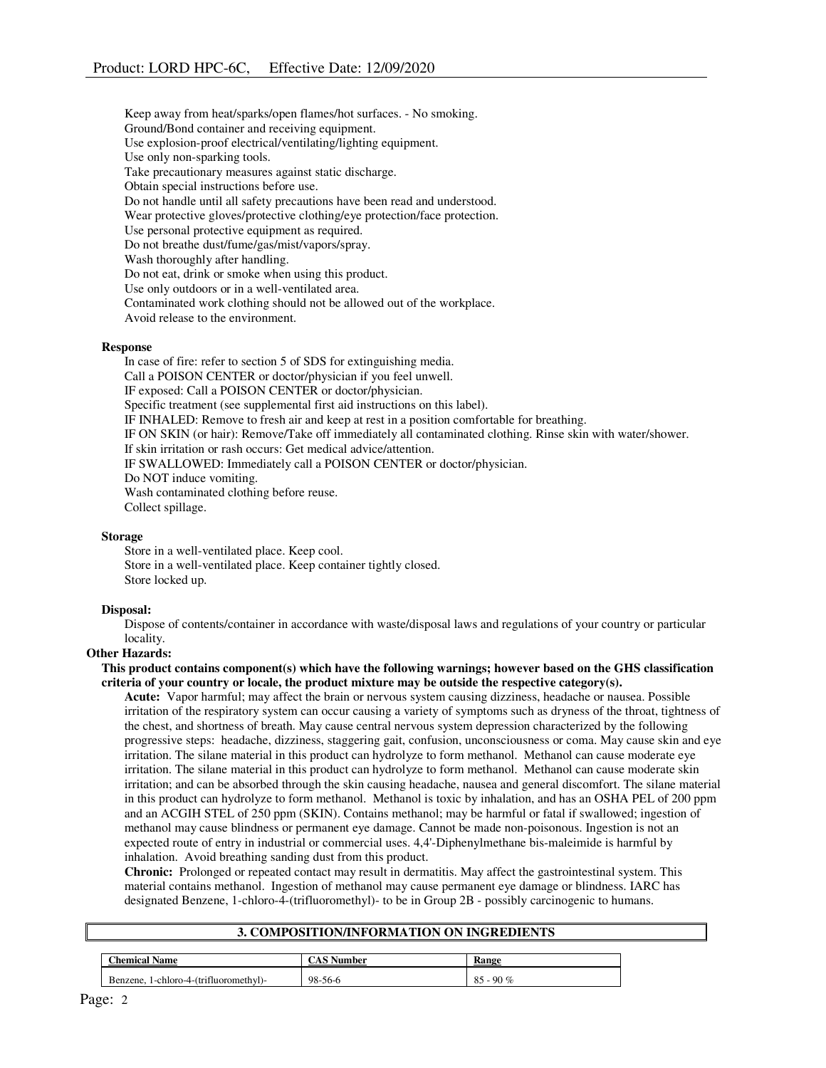Keep away from heat/sparks/open flames/hot surfaces. - No smoking.
Ground/Bond container and receiving equipment.
Use explosion-proof electrical/ventilating/lighting equipment.
Use only non-sparking tools.
Take precautionary measures against static discharge.
Obtain special instructions before use.
Do not handle until all safety precautions have been read and understood.
Wear protective gloves/protective clothing/eye protection/face protection.
Use personal protective equipment as required.
Do not breathe dust/fume/gas/mist/vapors/spray.
Wash thoroughly after handling.
Do not eat, drink or smoke when using this product.
Use only outdoors or in a well-ventilated area.
Contaminated work clothing should not be allowed out of the workplace.
Avoid release to the environment.

**Response**

In case of fire: refer to section 5 of SDS for extinguishing media.
Call a POISON CENTER or doctor/physician if you feel unwell.
IF exposed: Call a POISON CENTER or doctor/physician.
Specific treatment (see supplemental first aid instructions on this label).
IF INHALED: Remove to fresh air and keep at rest in a position comfortable for breathing.
IF ON SKIN (or hair): Remove/Take off immediately all contaminated clothing. Rinse skin with water/shower.
If skin irritation or rash occurs: Get medical advice/attention.
IF SWALLOWED: Immediately call a POISON CENTER or doctor/physician.
Do NOT induce vomiting.
Wash contaminated clothing before reuse.
Collect spillage.

**Storage**

Store in a well-ventilated place. Keep cool.
Store in a well-ventilated place. Keep container tightly closed.
Store locked up.

**Disposal:**

Dispose of contents/container in accordance with waste/disposal laws and regulations of your country or particular locality.

**Other Hazards:**

**This product contains component(s) which have the following warnings; however based on the GHS classification criteria of your country or locale, the product mixture may be outside the respective category(s).**

**Acute:** Vapor harmful; may affect the brain or nervous system causing dizziness, headache or nausea. Possible irritation of the respiratory system can occur causing a variety of symptoms such as dryness of the throat, tightness of the chest, and shortness of breath. May cause central nervous system depression characterized by the following progressive steps: headache, dizziness, staggering gait, confusion, unconsciousness or coma. May cause skin and eye irritation. The silane material in this product can hydrolyze to form methanol. Methanol can cause moderate eye irritation. The silane material in this product can hydrolyze to form methanol. Methanol can cause moderate skin irritation; and can be absorbed through the skin causing headache, nausea and general discomfort. The silane material in this product can hydrolyze to form methanol. Methanol is toxic by inhalation, and has an OSHA PEL of 200 ppm and an ACGIH STEL of 250 ppm (SKIN). Contains methanol; may be harmful or fatal if swallowed; ingestion of methanol may cause blindness or permanent eye damage. Cannot be made non-poisonous. Ingestion is not an expected route of entry in industrial or commercial uses. 4,4'-Diphenylmethane bis-maleimide is harmful by inhalation. Avoid breathing sanding dust from this product.

**Chronic:** Prolonged or repeated contact may result in dermatitis. May affect the gastrointestinal system. This material contains methanol. Ingestion of methanol may cause permanent eye damage or blindness. IARC has designated Benzene, 1-chloro-4-(trifluoromethyl)- to be in Group 2B - possibly carcinogenic to humans.

## 3. COMPOSITION/INFORMATION ON INGREDIENTS

| Chemical Name | CAS Number | Range |
|---|---|---|
| Benzene, 1-chloro-4-(trifluoromethyl)- | 98-56-6 | 85 - 90 % |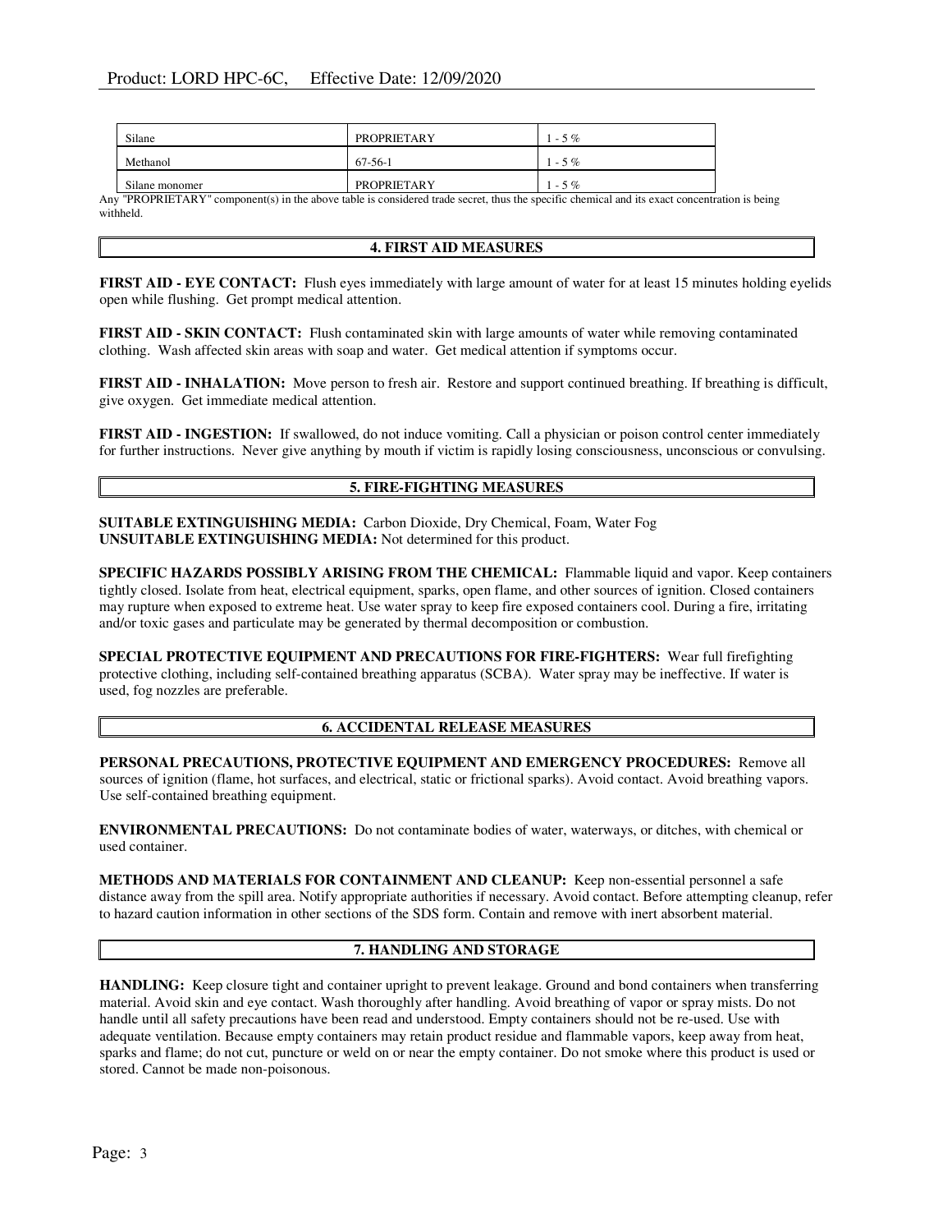| Silane | PROPRIETARY | 1 - 5 % |
|---|---|---|
| Methanol | 67-56-1 | 1 - 5 % |
| Silane monomer | PROPRIETARY | 1 - 5 % |

Any "PROPRIETARY" component(s) in the above table is considered trade secret, thus the specific chemical and its exact concentration is being withheld.

## 4. FIRST AID MEASURES

**FIRST AID - EYE CONTACT:** Flush eyes immediately with large amount of water for at least 15 minutes holding eyelids open while flushing. Get prompt medical attention.

**FIRST AID - SKIN CONTACT:** Flush contaminated skin with large amounts of water while removing contaminated clothing. Wash affected skin areas with soap and water. Get medical attention if symptoms occur.

**FIRST AID - INHALATION:** Move person to fresh air. Restore and support continued breathing. If breathing is difficult, give oxygen. Get immediate medical attention.

**FIRST AID - INGESTION:** If swallowed, do not induce vomiting. Call a physician or poison control center immediately for further instructions. Never give anything by mouth if victim is rapidly losing consciousness, unconscious or convulsing.

## 5. FIRE-FIGHTING MEASURES

**SUITABLE EXTINGUISHING MEDIA:** Carbon Dioxide, Dry Chemical, Foam, Water Fog
**UNSUITABLE EXTINGUISHING MEDIA:** Not determined for this product.

**SPECIFIC HAZARDS POSSIBLY ARISING FROM THE CHEMICAL:** Flammable liquid and vapor. Keep containers tightly closed. Isolate from heat, electrical equipment, sparks, open flame, and other sources of ignition. Closed containers may rupture when exposed to extreme heat. Use water spray to keep fire exposed containers cool. During a fire, irritating and/or toxic gases and particulate may be generated by thermal decomposition or combustion.

**SPECIAL PROTECTIVE EQUIPMENT AND PRECAUTIONS FOR FIRE-FIGHTERS:** Wear full firefighting protective clothing, including self-contained breathing apparatus (SCBA). Water spray may be ineffective. If water is used, fog nozzles are preferable.

## 6. ACCIDENTAL RELEASE MEASURES

**PERSONAL PRECAUTIONS, PROTECTIVE EQUIPMENT AND EMERGENCY PROCEDURES:** Remove all sources of ignition (flame, hot surfaces, and electrical, static or frictional sparks). Avoid contact. Avoid breathing vapors. Use self-contained breathing equipment.

**ENVIRONMENTAL PRECAUTIONS:** Do not contaminate bodies of water, waterways, or ditches, with chemical or used container.

**METHODS AND MATERIALS FOR CONTAINMENT AND CLEANUP:** Keep non-essential personnel a safe distance away from the spill area. Notify appropriate authorities if necessary. Avoid contact. Before attempting cleanup, refer to hazard caution information in other sections of the SDS form. Contain and remove with inert absorbent material.

## 7. HANDLING AND STORAGE

**HANDLING:** Keep closure tight and container upright to prevent leakage. Ground and bond containers when transferring material. Avoid skin and eye contact. Wash thoroughly after handling. Avoid breathing of vapor or spray mists. Do not handle until all safety precautions have been read and understood. Empty containers should not be re-used. Use with adequate ventilation. Because empty containers may retain product residue and flammable vapors, keep away from heat, sparks and flame; do not cut, puncture or weld on or near the empty container. Do not smoke where this product is used or stored. Cannot be made non-poisonous.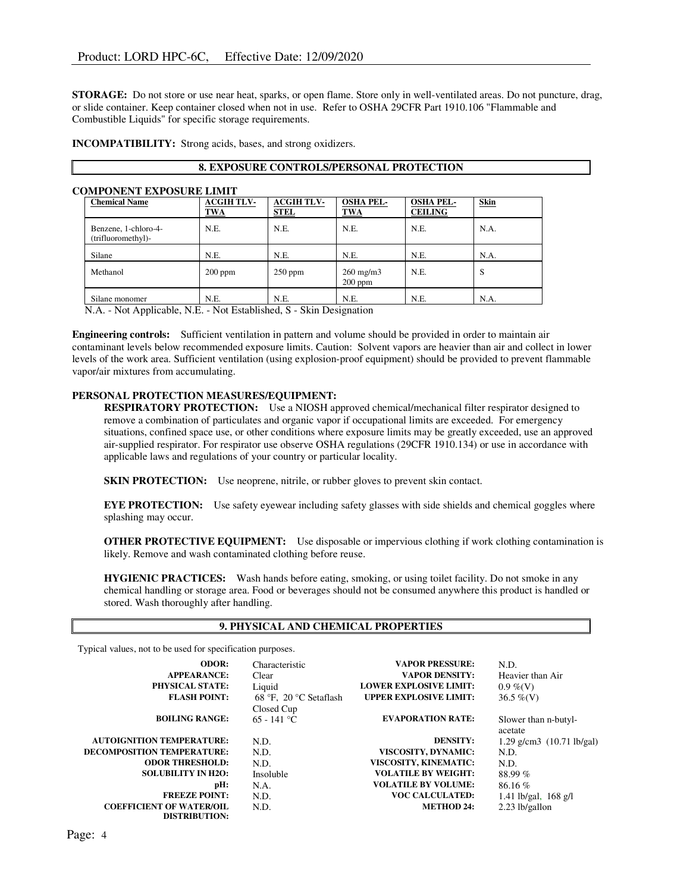**STORAGE:** Do not store or use near heat, sparks, or open flame. Store only in well-ventilated areas. Do not puncture, drag, or slide container. Keep container closed when not in use. Refer to OSHA 29CFR Part 1910.106 "Flammable and Combustible Liquids" for specific storage requirements.

**INCOMPATIBILITY:** Strong acids, bases, and strong oxidizers.

## 8. EXPOSURE CONTROLS/PERSONAL PROTECTION

**COMPONENT EXPOSURE LIMIT**

| Chemical Name | ACGIH TLV-TWA | ACGIH TLV-STEL | OSHA PEL-TWA | OSHA PEL-CEILING | Skin |
|---|---|---|---|---|---|
| Benzene, 1-chloro-4-(trifluoromethyl)- | N.E. | N.E. | N.E. | N.E. | N.A. |
| Silane | N.E. | N.E. | N.E. | N.E. | N.A. |
| Methanol | 200 ppm | 250 ppm | 260 mg/m3 200 ppm | N.E. | S |
| Silane monomer | N.E. | N.E. | N.E. | N.E. | N.A. |

N.A. - Not Applicable, N.E. - Not Established, S - Skin Designation

**Engineering controls:** Sufficient ventilation in pattern and volume should be provided in order to maintain air contaminant levels below recommended exposure limits. Caution: Solvent vapors are heavier than air and collect in lower levels of the work area. Sufficient ventilation (using explosion-proof equipment) should be provided to prevent flammable vapor/air mixtures from accumulating.

**PERSONAL PROTECTION MEASURES/EQUIPMENT:**

**RESPIRATORY PROTECTION:** Use a NIOSH approved chemical/mechanical filter respirator designed to remove a combination of particulates and organic vapor if occupational limits are exceeded. For emergency situations, confined space use, or other conditions where exposure limits may be greatly exceeded, use an approved air-supplied respirator. For respirator use observe OSHA regulations (29CFR 1910.134) or use in accordance with applicable laws and regulations of your country or particular locality.

**SKIN PROTECTION:** Use neoprene, nitrile, or rubber gloves to prevent skin contact.

**EYE PROTECTION:** Use safety eyewear including safety glasses with side shields and chemical goggles where splashing may occur.

**OTHER PROTECTIVE EQUIPMENT:** Use disposable or impervious clothing if work clothing contamination is likely. Remove and wash contaminated clothing before reuse.

**HYGIENIC PRACTICES:** Wash hands before eating, smoking, or using toilet facility. Do not smoke in any chemical handling or storage area. Food or beverages should not be consumed anywhere this product is handled or stored. Wash thoroughly after handling.

## 9. PHYSICAL AND CHEMICAL PROPERTIES

Typical values, not to be used for specification purposes.

| Property | Value | Property | Value |
|---|---|---|---|
| **ODOR:** | Characteristic | **VAPOR PRESSURE:** | N.D. |
| **APPEARANCE:** | Clear | **VAPOR DENSITY:** | Heavier than Air |
| **PHYSICAL STATE:** | Liquid | **LOWER EXPLOSIVE LIMIT:** | 0.9 %(V) |
| **FLASH POINT:** | 68 °F, 20 °C Setaflash Closed Cup | **UPPER EXPLOSIVE LIMIT:** | 36.5 %(V) |
| **BOILING RANGE:** | 65 - 141 °C | **EVAPORATION RATE:** | Slower than n-butyl-acetate |
| **AUTOIGNITION TEMPERATURE:** | N.D. | **DENSITY:** | 1.29 g/cm3 (10.71 lb/gal) |
| **DECOMPOSITION TEMPERATURE:** | N.D. | **VISCOSITY, DYNAMIC:** | N.D. |
| **ODOR THRESHOLD:** | N.D. | **VISCOSITY, KINEMATIC:** | N.D. |
| **SOLUBILITY IN H2O:** | Insoluble | **VOLATILE BY WEIGHT:** | 88.99 % |
| **pH:** | N.A. | **VOLATILE BY VOLUME:** | 86.16 % |
| **FREEZE POINT:** | N.D. | **VOC CALCULATED:** | 1.41 lb/gal, 168 g/l |
| **COEFFICIENT OF WATER/OIL DISTRIBUTION:** | N.D. | **METHOD 24:** | 2.23 lb/gallon |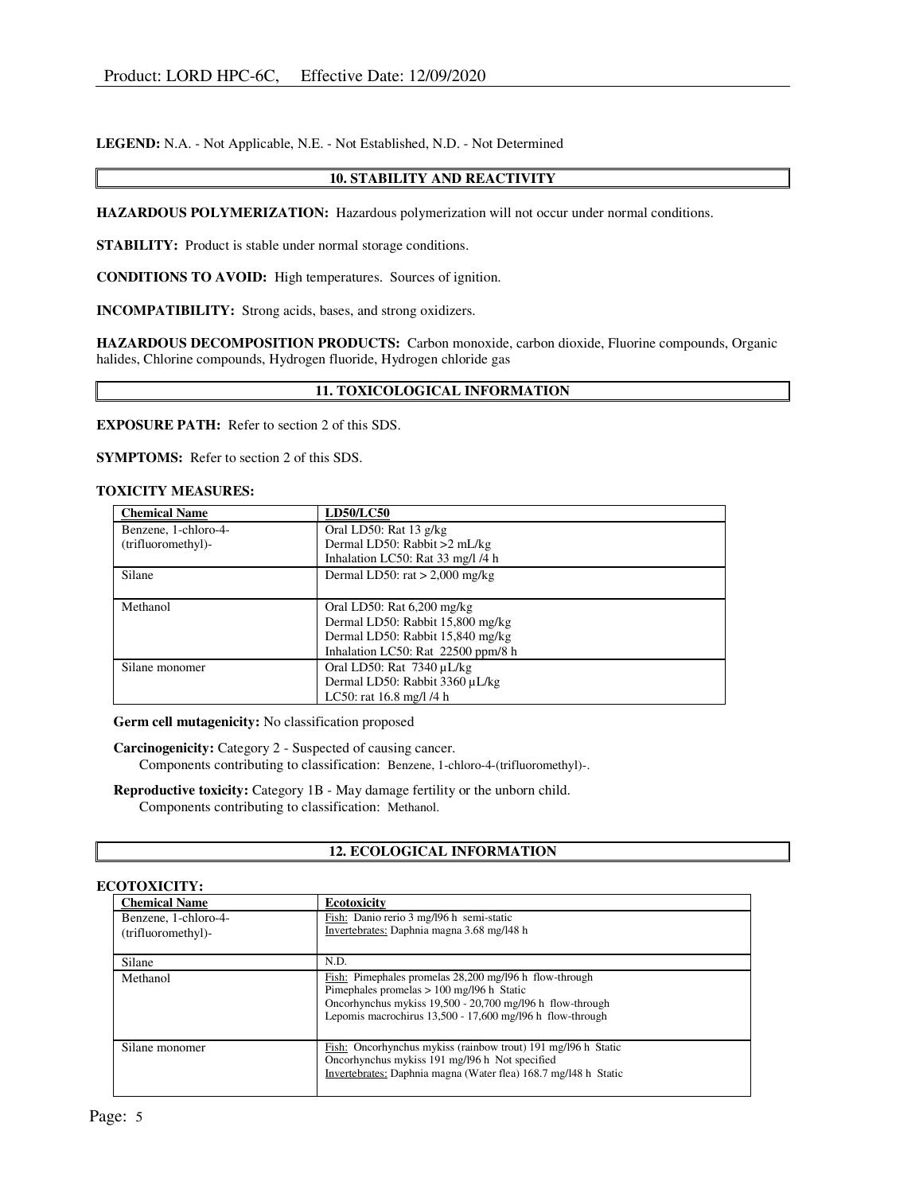**LEGEND:** N.A. - Not Applicable, N.E. - Not Established, N.D. - Not Determined

## 10. STABILITY AND REACTIVITY

**HAZARDOUS POLYMERIZATION:** Hazardous polymerization will not occur under normal conditions.

**STABILITY:** Product is stable under normal storage conditions.

**CONDITIONS TO AVOID:** High temperatures. Sources of ignition.

**INCOMPATIBILITY:** Strong acids, bases, and strong oxidizers.

**HAZARDOUS DECOMPOSITION PRODUCTS:** Carbon monoxide, carbon dioxide, Fluorine compounds, Organic halides, Chlorine compounds, Hydrogen fluoride, Hydrogen chloride gas

## 11. TOXICOLOGICAL INFORMATION

**EXPOSURE PATH:** Refer to section 2 of this SDS.

**SYMPTOMS:** Refer to section 2 of this SDS.

**TOXICITY MEASURES:**

| Chemical Name | LD50/LC50 |
|---|---|
| Benzene, 1-chloro-4-(trifluoromethyl)- | Oral LD50: Rat 13 g/kg<br>Dermal LD50: Rabbit >2 mL/kg<br>Inhalation LC50: Rat 33 mg/l /4 h |
| Silane | Dermal LD50: rat > 2,000 mg/kg |
| Methanol | Oral LD50: Rat 6,200 mg/kg<br>Dermal LD50: Rabbit 15,800 mg/kg<br>Dermal LD50: Rabbit 15,840 mg/kg<br>Inhalation LC50: Rat 22500 ppm/8 h |
| Silane monomer | Oral LD50: Rat 7340 µL/kg<br>Dermal LD50: Rabbit 3360 µL/kg<br>LC50: rat 16.8 mg/l /4 h |

**Germ cell mutagenicity:** No classification proposed

**Carcinogenicity:** Category 2 - Suspected of causing cancer.
Components contributing to classification: Benzene, 1-chloro-4-(trifluoromethyl)-.

**Reproductive toxicity:** Category 1B - May damage fertility or the unborn child.
Components contributing to classification: Methanol.

## 12. ECOLOGICAL INFORMATION

**ECOTOXICITY:**

| Chemical Name | Ecotoxicity |
|---|---|
| Benzene, 1-chloro-4-(trifluoromethyl)- | Fish: Danio rerio 3 mg/l96 h semi-static<br>Invertebrates: Daphnia magna 3.68 mg/l48 h |
| Silane | N.D. |
| Methanol | Fish: Pimephales promelas 28,200 mg/l96 h flow-through<br>Pimephales promelas > 100 mg/l96 h Static<br>Oncorhynchus mykiss 19,500 - 20,700 mg/l96 h flow-through<br>Lepomis macrochirus 13,500 - 17,600 mg/l96 h flow-through |
| Silane monomer | Fish: Oncorhynchus mykiss (rainbow trout) 191 mg/l96 h Static<br>Oncorhynchus mykiss 191 mg/l96 h Not specified<br>Invertebrates: Daphnia magna (Water flea) 168.7 mg/l48 h Static |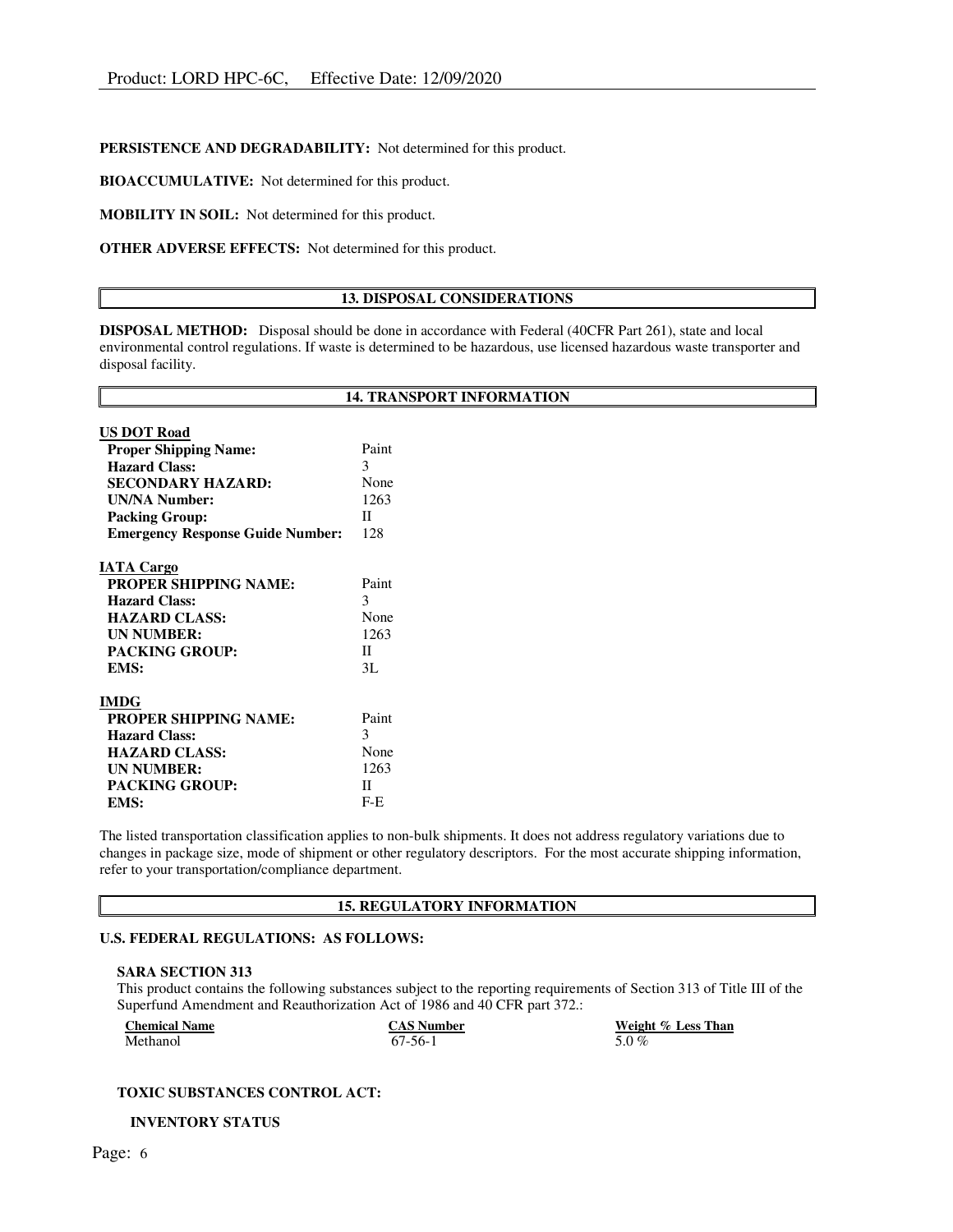**PERSISTENCE AND DEGRADABILITY:** Not determined for this product.

**BIOACCUMULATIVE:** Not determined for this product.

**MOBILITY IN SOIL:** Not determined for this product.

**OTHER ADVERSE EFFECTS:** Not determined for this product.

## 13. DISPOSAL CONSIDERATIONS

**DISPOSAL METHOD:** Disposal should be done in accordance with Federal (40CFR Part 261), state and local environmental control regulations. If waste is determined to be hazardous, use licensed hazardous waste transporter and disposal facility.

## 14. TRANSPORT INFORMATION

**US DOT Road**

| | |
|---|---|
| **Proper Shipping Name:** | Paint |
| **Hazard Class:** | 3 |
| **SECONDARY HAZARD:** | None |
| **UN/NA Number:** | 1263 |
| **Packing Group:** | II |
| **Emergency Response Guide Number:** | 128 |

**IATA Cargo**

| | |
|---|---|
| **PROPER SHIPPING NAME:** | Paint |
| **Hazard Class:** | 3 |
| **HAZARD CLASS:** | None |
| **UN NUMBER:** | 1263 |
| **PACKING GROUP:** | II |
| **EMS:** | 3L |

**IMDG**

| | |
|---|---|
| **PROPER SHIPPING NAME:** | Paint |
| **Hazard Class:** | 3 |
| **HAZARD CLASS:** | None |
| **UN NUMBER:** | 1263 |
| **PACKING GROUP:** | II |
| **EMS:** | F-E |

The listed transportation classification applies to non-bulk shipments. It does not address regulatory variations due to changes in package size, mode of shipment or other regulatory descriptors. For the most accurate shipping information, refer to your transportation/compliance department.

## 15. REGULATORY INFORMATION

**U.S. FEDERAL REGULATIONS: AS FOLLOWS:**

**SARA SECTION 313**

This product contains the following substances subject to the reporting requirements of Section 313 of Title III of the Superfund Amendment and Reauthorization Act of 1986 and 40 CFR part 372.:

| Chemical Name | CAS Number | Weight % Less Than |
|---|---|---|
| Methanol | 67-56-1 | 5.0 % |

**TOXIC SUBSTANCES CONTROL ACT:**

**INVENTORY STATUS**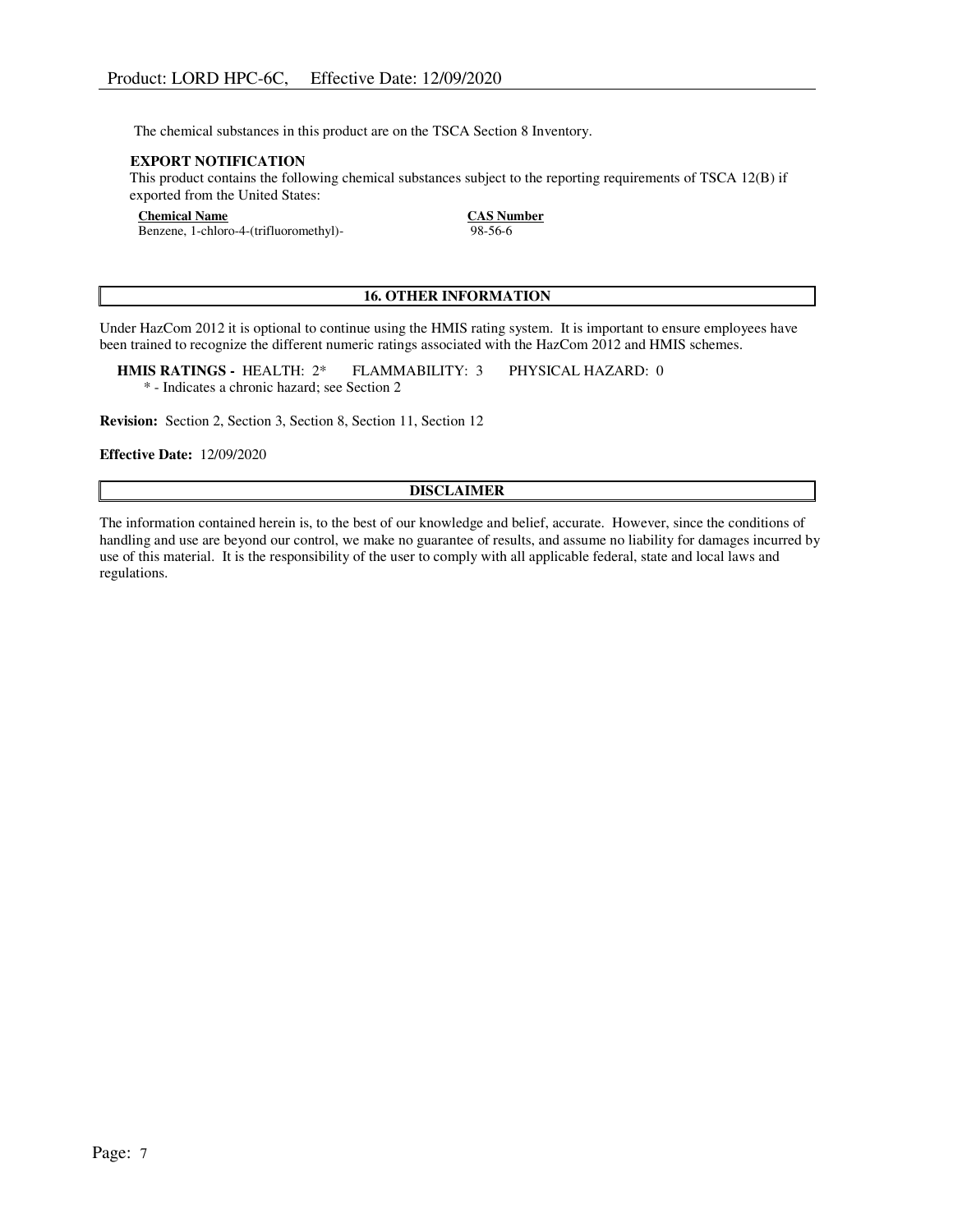The chemical substances in this product are on the TSCA Section 8 Inventory.

**EXPORT NOTIFICATION**

This product contains the following chemical substances subject to the reporting requirements of TSCA 12(B) if exported from the United States:

| Chemical Name | CAS Number |
|---|---|
| Benzene, 1-chloro-4-(trifluoromethyl)- | 98-56-6 |

## 16. OTHER INFORMATION

Under HazCom 2012 it is optional to continue using the HMIS rating system. It is important to ensure employees have been trained to recognize the different numeric ratings associated with the HazCom 2012 and HMIS schemes.

**HMIS RATINGS -** HEALTH: 2* FLAMMABILITY: 3 PHYSICAL HAZARD: 0

* - Indicates a chronic hazard; see Section 2

**Revision:** Section 2, Section 3, Section 8, Section 11, Section 12

**Effective Date:** 12/09/2020

## DISCLAIMER

The information contained herein is, to the best of our knowledge and belief, accurate. However, since the conditions of handling and use are beyond our control, we make no guarantee of results, and assume no liability for damages incurred by use of this material. It is the responsibility of the user to comply with all applicable federal, state and local laws and regulations.